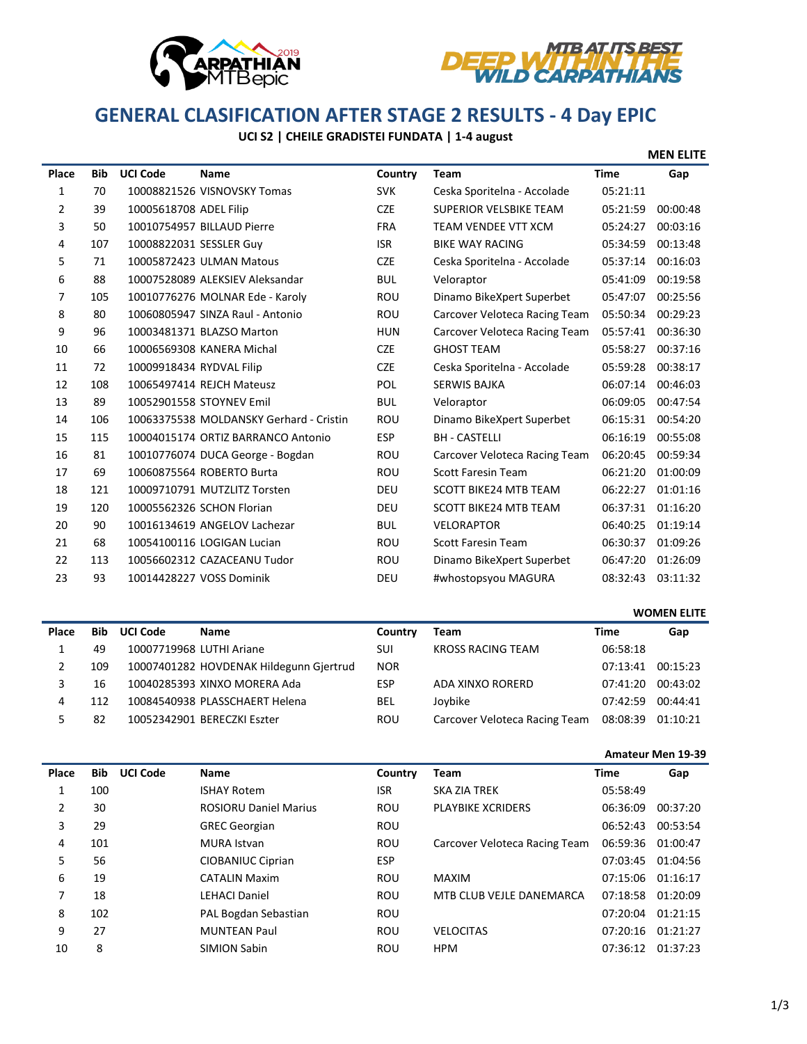# GENERAL CLASIFICATION AFTER STAGE 2 RESULTS - 4 Day EPIC

**UCI S2 | CHEILE GRADISTEI FUNDATA | 1-4 august**

### MEN ELITE

| Place | Bib | UCI Code | Name | Country | Team | Time | Gap |
|---|---|---|---|---|---|---|---|
| 1 | 70 | 10008821526 | VISNOVSKY Tomas | SVK | Ceska Sporitelna - Accolade | 05:21:11 | |
| 2 | 39 | 10005618708 | ADEL Filip | CZE | SUPERIOR VELSBIKE TEAM | 05:21:59 | 00:00:48 |
| 3 | 50 | 10010754957 | BILLAUD Pierre | FRA | TEAM VENDEE VTT XCM | 05:24:27 | 00:03:16 |
| 4 | 107 | 10008822031 | SESSLER Guy | ISR | BIKE WAY RACING | 05:34:59 | 00:13:48 |
| 5 | 71 | 10005872423 | ULMAN Matous | CZE | Ceska Sporitelna - Accolade | 05:37:14 | 00:16:03 |
| 6 | 88 | 10007528089 | ALEKSIEV Aleksandar | BUL | Veloraptor | 05:41:09 | 00:19:58 |
| 7 | 105 | 10010776276 | MOLNAR Ede - Karoly | ROU | Dinamo BikeXpert Superbet | 05:47:07 | 00:25:56 |
| 8 | 80 | 10060805947 | SINZA Raul - Antonio | ROU | Carcover Veloteca Racing Team | 05:50:34 | 00:29:23 |
| 9 | 96 | 10003481371 | BLAZSO Marton | HUN | Carcover Veloteca Racing Team | 05:57:41 | 00:36:30 |
| 10 | 66 | 10006569308 | KANERA Michal | CZE | GHOST TEAM | 05:58:27 | 00:37:16 |
| 11 | 72 | 10009918434 | RYDVAL Filip | CZE | Ceska Sporitelna - Accolade | 05:59:28 | 00:38:17 |
| 12 | 108 | 10065497414 | REJCH Mateusz | POL | SERWIS BAJKA | 06:07:14 | 00:46:03 |
| 13 | 89 | 10052901558 | STOYNEV Emil | BUL | Veloraptor | 06:09:05 | 00:47:54 |
| 14 | 106 | 10063375538 | MOLDANSKY Gerhard - Cristin | ROU | Dinamo BikeXpert Superbet | 06:15:31 | 00:54:20 |
| 15 | 115 | 10004015174 | ORTIZ BARRANCO Antonio | ESP | BH - CASTELLI | 06:16:19 | 00:55:08 |
| 16 | 81 | 10010776074 | DUCA George - Bogdan | ROU | Carcover Veloteca Racing Team | 06:20:45 | 00:59:34 |
| 17 | 69 | 10060875564 | ROBERTO Burta | ROU | Scott Faresin Team | 06:21:20 | 01:00:09 |
| 18 | 121 | 10009710791 | MUTZLITZ Torsten | DEU | SCOTT BIKE24 MTB TEAM | 06:22:27 | 01:01:16 |
| 19 | 120 | 10005562326 | SCHON Florian | DEU | SCOTT BIKE24 MTB TEAM | 06:37:31 | 01:16:20 |
| 20 | 90 | 10016134619 | ANGELOV Lachezar | BUL | VELORAPTOR | 06:40:25 | 01:19:14 |
| 21 | 68 | 10054100116 | LOGIGAN Lucian | ROU | Scott Faresin Team | 06:30:37 | 01:09:26 |
| 22 | 113 | 10056602312 | CAZACEANU Tudor | ROU | Dinamo BikeXpert Superbet | 06:47:20 | 01:26:09 |
| 23 | 93 | 10014428227 | VOSS Dominik | DEU | #whostopsyou MAGURA | 08:32:43 | 03:11:32 |

### WOMEN ELITE

| Place | Bib | UCI Code | Name | Country | Team | Time | Gap |
|---|---|---|---|---|---|---|---|
| 1 | 49 | 10007719968 | LUTHI Ariane | SUI | KROSS RACING TEAM | 06:58:18 | |
| 2 | 109 | 10007401282 | HOVDENAK Hildegunn Gjertrud | NOR | | 07:13:41 | 00:15:23 |
| 3 | 16 | 10040285393 | XINXO MORERA Ada | ESP | ADA XINXO RORERD | 07:41:20 | 00:43:02 |
| 4 | 112 | 10084540938 | PLASSCHAERT Helena | BEL | Joybike | 07:42:59 | 00:44:41 |
| 5 | 82 | 10052342901 | BERECZKI Eszter | ROU | Carcover Veloteca Racing Team | 08:08:39 | 01:10:21 |

### Amateur Men 19-39

| Place | Bib | UCI Code | Name | Country | Team | Time | Gap |
|---|---|---|---|---|---|---|---|
| 1 | 100 | | ISHAY Rotem | ISR | SKA ZIA TREK | 05:58:49 | |
| 2 | 30 | | ROSIORU Daniel Marius | ROU | PLAYBIKE XCRIDERS | 06:36:09 | 00:37:20 |
| 3 | 29 | | GREC Georgian | ROU | | 06:52:43 | 00:53:54 |
| 4 | 101 | | MURA Istvan | ROU | Carcover Veloteca Racing Team | 06:59:36 | 01:00:47 |
| 5 | 56 | | CIOBANIUC Ciprian | ESP | | 07:03:45 | 01:04:56 |
| 6 | 19 | | CATALIN Maxim | ROU | MAXIM | 07:15:06 | 01:16:17 |
| 7 | 18 | | LEHACI Daniel | ROU | MTB CLUB VEJLE DANEMARCA | 07:18:58 | 01:20:09 |
| 8 | 102 | | PAL Bogdan Sebastian | ROU | | 07:20:04 | 01:21:15 |
| 9 | 27 | | MUNTEAN Paul | ROU | VELOCITAS | 07:20:16 | 01:21:27 |
| 10 | 8 | | SIMION Sabin | ROU | HPM | 07:36:12 | 01:37:23 |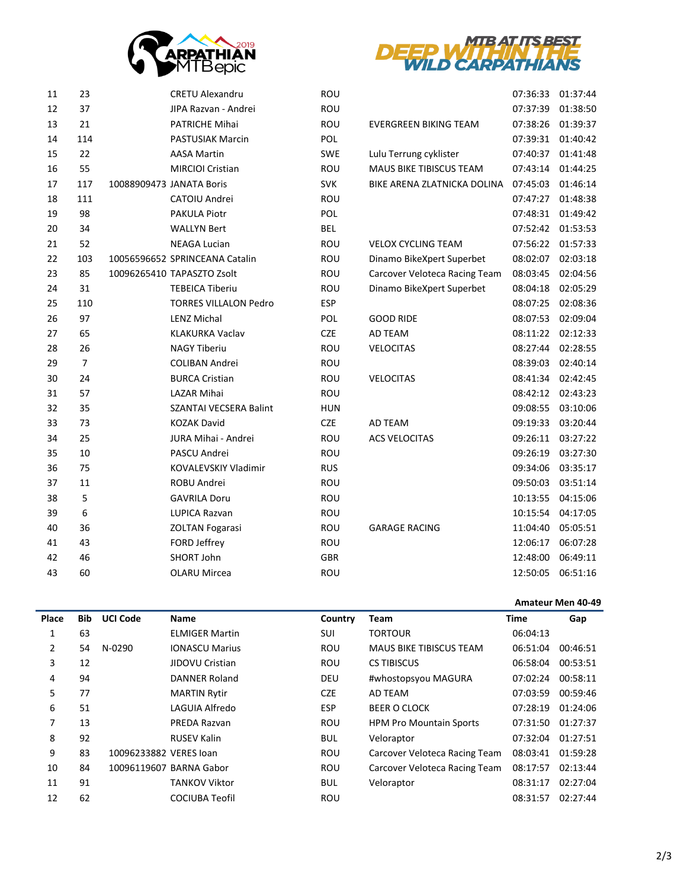| Place | Bib | UCI Code | Name | Country | Team | Time | Gap |
|---|---|---|---|---|---|---|---|
| 11 | 23 | | CRETU Alexandru | ROU | | 07:36:33 | 01:37:44 |
| 12 | 37 | | JIPA Razvan - Andrei | ROU | | 07:37:39 | 01:38:50 |
| 13 | 21 | | PATRICHE Mihai | ROU | EVERGREEN BIKING TEAM | 07:38:26 | 01:39:37 |
| 14 | 114 | | PASTUSIAK Marcin | POL | | 07:39:31 | 01:40:42 |
| 15 | 22 | | AASA Martin | SWE | Lulu Terrung cyklister | 07:40:37 | 01:41:48 |
| 16 | 55 | | MIRCIOI Cristian | ROU | MAUS BIKE TIBISCUS TEAM | 07:43:14 | 01:44:25 |
| 17 | 117 | 10088909473 | JANATA Boris | SVK | BIKE ARENA ZLATNICKA DOLINA | 07:45:03 | 01:46:14 |
| 18 | 111 | | CATOIU Andrei | ROU | | 07:47:27 | 01:48:38 |
| 19 | 98 | | PAKULA Piotr | POL | | 07:48:31 | 01:49:42 |
| 20 | 34 | | WALLYN Bert | BEL | | 07:52:42 | 01:53:53 |
| 21 | 52 | | NEAGA Lucian | ROU | VELOX CYCLING TEAM | 07:56:22 | 01:57:33 |
| 22 | 103 | 10056596652 | SPRINCEANA Catalin | ROU | Dinamo BikeXpert Superbet | 08:02:07 | 02:03:18 |
| 23 | 85 | 10096265410 | TAPASZTO Zsolt | ROU | Carcover Veloteca Racing Team | 08:03:45 | 02:04:56 |
| 24 | 31 | | TEBEICA Tiberiu | ROU | Dinamo BikeXpert Superbet | 08:04:18 | 02:05:29 |
| 25 | 110 | | TORRES VILLALON Pedro | ESP | | 08:07:25 | 02:08:36 |
| 26 | 97 | | LENZ Michal | POL | GOOD RIDE | 08:07:53 | 02:09:04 |
| 27 | 65 | | KLAKURKA Vaclav | CZE | AD TEAM | 08:11:22 | 02:12:33 |
| 28 | 26 | | NAGY Tiberiu | ROU | VELOCITAS | 08:27:44 | 02:28:55 |
| 29 | 7 | | COLIBAN Andrei | ROU | | 08:39:03 | 02:40:14 |
| 30 | 24 | | BURCA Cristian | ROU | VELOCITAS | 08:41:34 | 02:42:45 |
| 31 | 57 | | LAZAR Mihai | ROU | | 08:42:12 | 02:43:23 |
| 32 | 35 | | SZANTAI VECSERA Balint | HUN | | 09:08:55 | 03:10:06 |
| 33 | 73 | | KOZAK David | CZE | AD TEAM | 09:19:33 | 03:20:44 |
| 34 | 25 | | JURA Mihai - Andrei | ROU | ACS VELOCITAS | 09:26:11 | 03:27:22 |
| 35 | 10 | | PASCU Andrei | ROU | | 09:26:19 | 03:27:30 |
| 36 | 75 | | KOVALEVSKIY Vladimir | RUS | | 09:34:06 | 03:35:17 |
| 37 | 11 | | ROBU Andrei | ROU | | 09:50:03 | 03:51:14 |
| 38 | 5 | | GAVRILA Doru | ROU | | 10:13:55 | 04:15:06 |
| 39 | 6 | | LUPICA Razvan | ROU | | 10:15:54 | 04:17:05 |
| 40 | 36 | | ZOLTAN Fogarasi | ROU | GARAGE RACING | 11:04:40 | 05:05:51 |
| 41 | 43 | | FORD Jeffrey | ROU | | 12:06:17 | 06:07:28 |
| 42 | 46 | | SHORT John | GBR | | 12:48:00 | 06:49:11 |
| 43 | 60 | | OLARU Mircea | ROU | | 12:50:05 | 06:51:16 |

**Amateur Men 40-49**

| Place | Bib | UCI Code | Name | Country | Team | Time | Gap |
|---|---|---|---|---|---|---|---|
| 1 | 63 | | ELMIGER Martin | SUI | TORTOUR | 06:04:13 | |
| 2 | 54 | N-0290 | IONASCU Marius | ROU | MAUS BIKE TIBISCUS TEAM | 06:51:04 | 00:46:51 |
| 3 | 12 | | JIDOVU Cristian | ROU | CS TIBISCUS | 06:58:04 | 00:53:51 |
| 4 | 94 | | DANNER Roland | DEU | #whostopsyou MAGURA | 07:02:24 | 00:58:11 |
| 5 | 77 | | MARTIN Rytir | CZE | AD TEAM | 07:03:59 | 00:59:46 |
| 6 | 51 | | LAGUIA Alfredo | ESP | BEER O CLOCK | 07:28:19 | 01:24:06 |
| 7 | 13 | | PREDA Razvan | ROU | HPM Pro Mountain Sports | 07:31:50 | 01:27:37 |
| 8 | 92 | | RUSEV Kalin | BUL | Veloraptor | 07:32:04 | 01:27:51 |
| 9 | 83 | 10096233882 | VERES Ioan | ROU | Carcover Veloteca Racing Team | 08:03:41 | 01:59:28 |
| 10 | 84 | 10096119607 | BARNA Gabor | ROU | Carcover Veloteca Racing Team | 08:17:57 | 02:13:44 |
| 11 | 91 | | TANKOV Viktor | BUL | Veloraptor | 08:31:17 | 02:27:04 |
| 12 | 62 | | COCIUBA Teofil | ROU | | 08:31:57 | 02:27:44 |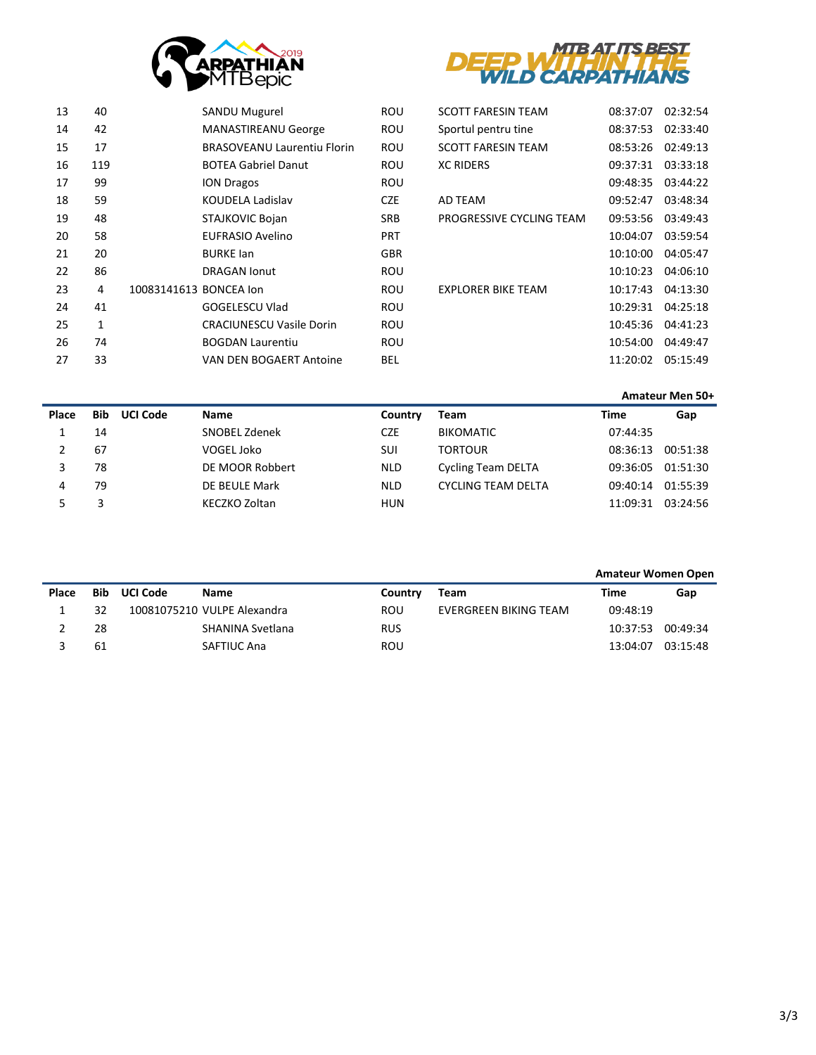| Place | Bib | UCI Code | Name | Country | Team | Time | Gap |
|---|---|---|---|---|---|---|---|
| 13 | 40 | | SANDU Mugurel | ROU | SCOTT FARESIN TEAM | 08:37:07 | 02:32:54 |
| 14 | 42 | | MANASTIREANU George | ROU | Sportul pentru tine | 08:37:53 | 02:33:40 |
| 15 | 17 | | BRASOVEANU Laurentiu Florin | ROU | SCOTT FARESIN TEAM | 08:53:26 | 02:49:13 |
| 16 | 119 | | BOTEA Gabriel Danut | ROU | XC RIDERS | 09:37:31 | 03:33:18 |
| 17 | 99 | | ION Dragos | ROU | | 09:48:35 | 03:44:22 |
| 18 | 59 | | KOUDELA Ladislav | CZE | AD TEAM | 09:52:47 | 03:48:34 |
| 19 | 48 | | STAJKOVIC Bojan | SRB | PROGRESSIVE CYCLING TEAM | 09:53:56 | 03:49:43 |
| 20 | 58 | | EUFRASIO Avelino | PRT | | 10:04:07 | 03:59:54 |
| 21 | 20 | | BURKE Ian | GBR | | 10:10:00 | 04:05:47 |
| 22 | 86 | | DRAGAN Ionut | ROU | | 10:10:23 | 04:06:10 |
| 23 | 4 | 10083141613 | BONCEA Ion | ROU | EXPLORER BIKE TEAM | 10:17:43 | 04:13:30 |
| 24 | 41 | | GOGELESCU Vlad | ROU | | 10:29:31 | 04:25:18 |
| 25 | 1 | | CRACIUNESCU Vasile Dorin | ROU | | 10:45:36 | 04:41:23 |
| 26 | 74 | | BOGDAN Laurentiu | ROU | | 10:54:00 | 04:49:47 |
| 27 | 33 | | VAN DEN BOGAERT Antoine | BEL | | 11:20:02 | 05:15:49 |

**Amateur Men 50+**

| Place | Bib | UCI Code | Name | Country | Team | Time | Gap |
|---|---|---|---|---|---|---|---|
| 1 | 14 | | SNOBEL Zdenek | CZE | BIKOMATIC | 07:44:35 | |
| 2 | 67 | | VOGEL Joko | SUI | TORTOUR | 08:36:13 | 00:51:38 |
| 3 | 78 | | DE MOOR Robbert | NLD | Cycling Team DELTA | 09:36:05 | 01:51:30 |
| 4 | 79 | | DE BEULE Mark | NLD | CYCLING TEAM DELTA | 09:40:14 | 01:55:39 |
| 5 | 3 | | KECZKO Zoltan | HUN | | 11:09:31 | 03:24:56 |

**Amateur Women Open**

| Place | Bib | UCI Code | Name | Country | Team | Time | Gap |
|---|---|---|---|---|---|---|---|
| 1 | 32 | 10081075210 | VULPE Alexandra | ROU | EVERGREEN BIKING TEAM | 09:48:19 | |
| 2 | 28 | | SHANINA Svetlana | RUS | | 10:37:53 | 00:49:34 |
| 3 | 61 | | SAFTIUC Ana | ROU | | 13:04:07 | 03:15:48 |